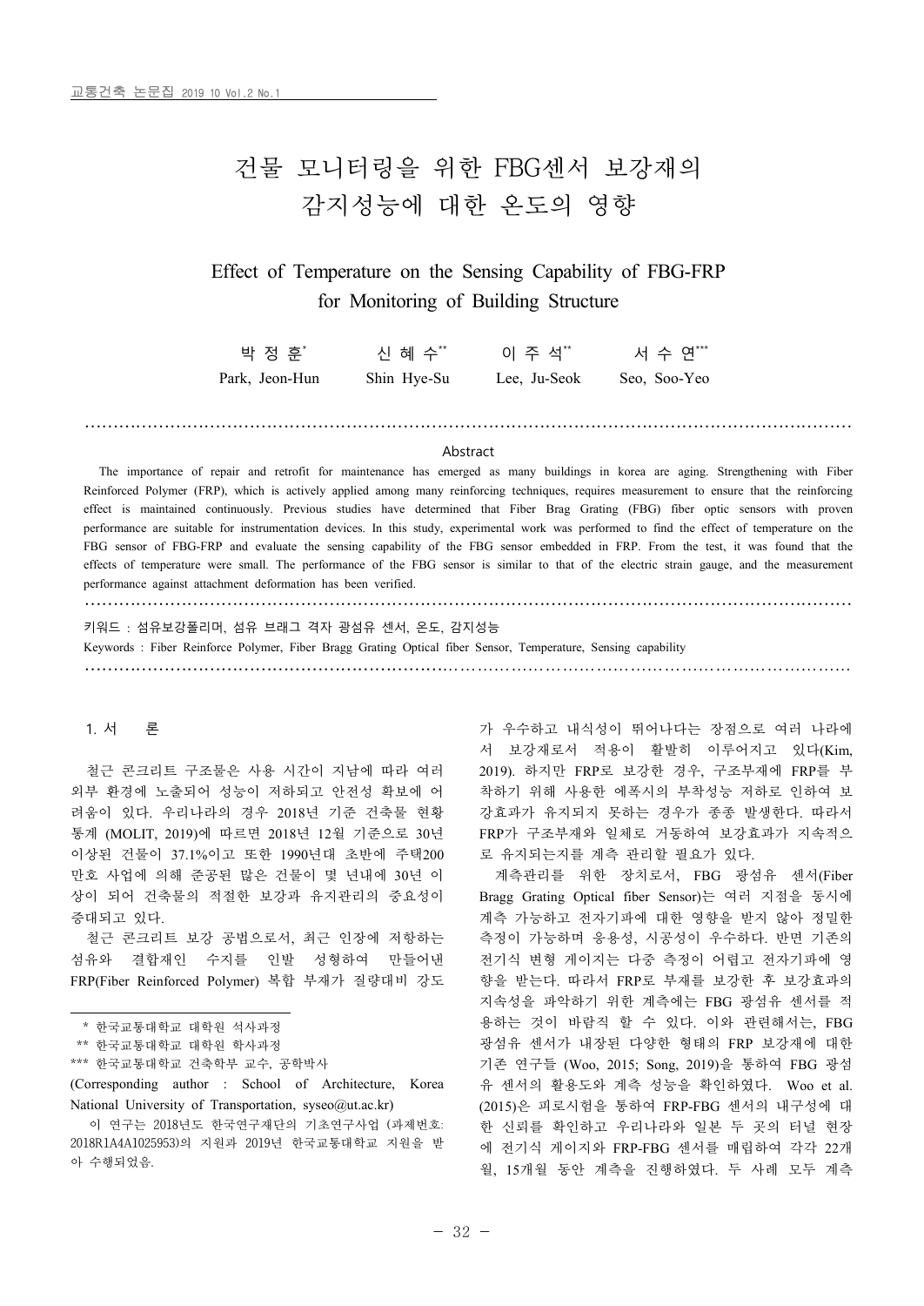# 건물 모니터링을 위한 FBG센서 보강재의 감지성능에 대한 온도의 영향

## Effect of Temperature on the Sensing Capability of FBG-FRP for Monitoring of Building Structure

박 정 훈[*] 신 혜 수[**] 이 주 석[**] 서 수 연[***]

Park, Jeon-Hun Shin Hye-Su Lee, Ju-Seok Seo, Soo-Yeo

### Abstract

The importance of repair and retrofit for maintenance has emerged as many buildings in korea are aging. Strengthening with Fiber Reinforced Polymer (FRP), which is actively applied among many reinforcing techniques, requires measurement to ensure that the reinforcing effect is maintained continuously. Previous studies have determined that Fiber Brag Grating (FBG) fiber optic sensors with proven performance are suitable for instrumentation devices. In this study, experimental work was performed to find the effect of temperature on the FBG sensor of FBG-FRP and evaluate the sensing capability of the FBG sensor embedded in FRP. From the test, it was found that the effects of temperature were small. The performance of the FBG sensor is similar to that of the electric strain gauge, and the measurement performance against attachment deformation has been verified.

키워드 : 섬유보강폴리머, 섬유 브래그 격자 광섬유 센서, 온도, 감지성능

Keywords : Fiber Reinforce Polymer, Fiber Bragg Grating Optical fiber Sensor, Temperature, Sensing capability

## 1. 서 론

철근 콘크리트 구조물은 사용 시간이 지남에 따라 여러 외부 환경에 노출되어 성능이 저하되고 안전성 확보에 어려움이 있다. 우리나라의 경우 2018년 기준 건축물 현황 통계 (MOLIT, 2019)에 따르면 2018년 12월 기준으로 30년 이상된 건물이 37.1%이고 또한 1990년대 초반에 주택200만호 사업에 의해 준공된 많은 건물이 몇 년내에 30년 이상이 되어 건축물의 적절한 보강과 유지관리의 중요성이 증대되고 있다.

철근 콘크리트 보강 공법으로서, 최근 인장에 저항하는 섬유와 결합재인 수지를 인발 성형하여 만들어낸 FRP(Fiber Reinforced Polymer) 복합 부재가 질량대비 강도가 우수하고 내식성이 뛰어나다는 장점으로 여러 나라에서 보강재로서 적용이 활발히 이루어지고 있다(Kim, 2019). 하지만 FRP로 보강한 경우, 구조부재에 FRP를 부착하기 위해 사용한 에폭시의 부착성능 저하로 인하여 보강효과가 유지되지 못하는 경우가 종종 발생한다. 따라서 FRP가 구조부재와 일체로 거동하여 보강효과가 지속적으로 유지되는지를 계측 관리할 필요가 있다.

계측관리를 위한 장치로서, FBG 광섬유 센서(Fiber Bragg Grating Optical fiber Sensor)는 여러 지점을 동시에 계측 가능하고 전자기파에 대한 영향을 받지 않아 정밀한 측정이 가능하며 응용성, 시공성이 우수하다. 반면 기존의 전기식 변형 게이지는 다중 측정이 어렵고 전자기파에 영향을 받는다. 따라서 FRP로 부재를 보강한 후 보강효과의 지속성을 파악하기 위한 계측에는 FBG 광섬유 센서를 적용하는 것이 바람직 할 수 있다. 이와 관련해서는, FBG 광섬유 센서가 내장된 다양한 형태의 FRP 보강재에 대한 기존 연구들 (Woo, 2015; Song, 2019)을 통하여 FBG 광섬유 센서의 활용도와 계측 성능을 확인하였다. Woo et al. (2015)은 피로시험을 통하여 FRP-FBG 센서의 내구성에 대한 신뢰를 확인하고 우리나라와 일본 두 곳의 터널 현장에 전기식 게이지와 FRP-FBG 센서를 매립하여 각각 22개월, 15개월 동안 계측을 진행하였다. 두 사례 모두 계측

---

[*] 한국교통대학교 대학원 석사과정

[**] 한국교통대학교 대학원 학사과정

[***] 한국교통대학교 건축학부 교수, 공학박사

(Corresponding author : School of Architecture, Korea National University of Transportation, syseo@ut.ac.kr)

이 연구는 2018년도 한국연구재단의 기초연구사업 (과제번호: 2018R1A4A1025953)의 지원과 2019년 한국교통대학교 지원을 받아 수행되었음.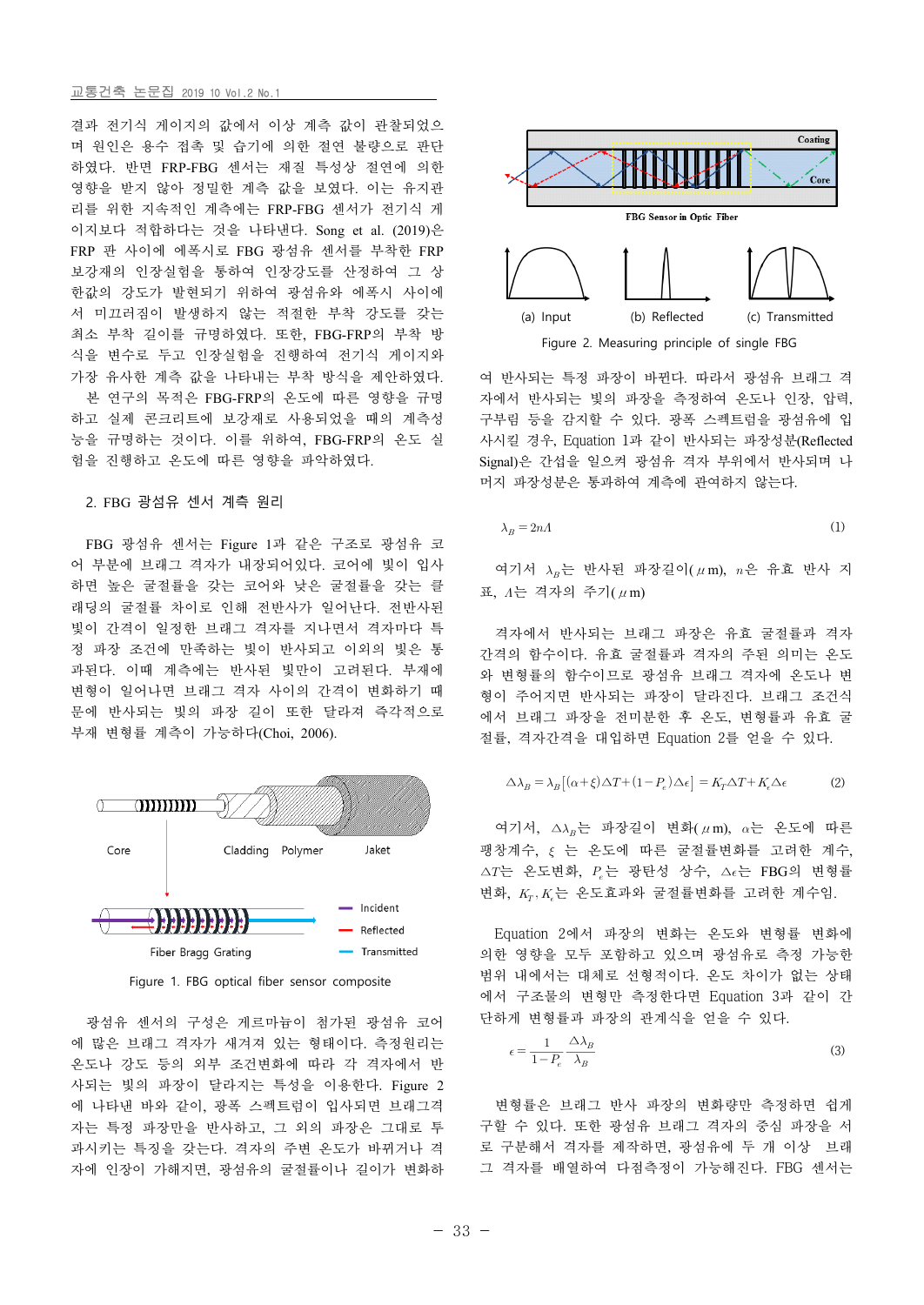결과 전기식 게이지의 값에서 이상 계측 값이 관찰되었으며 원인은 용수 접촉 및 습기에 의한 절연 불량으로 판단하였다. 반면 FRP-FBG 센서는 재질 특성상 절연에 의한 영향을 받지 않아 정밀한 계측 값을 보였다. 이는 유지관리를 위한 지속적인 계측에는 FRP-FBG 센서가 전기식 게이지보다 적합하다는 것을 나타낸다. Song et al. (2019)은 FRP 판 사이에 에폭시로 FBG 광섬유 센서를 부착한 FRP 보강재의 인장실험을 통하여 인장강도를 산정하여 그 상한값의 강도가 발현되기 위하여 광섬유와 에폭시 사이에서 미끄러짐이 발생하지 않는 적절한 부착 강도를 갖는 최소 부착 길이를 규명하였다. 또한, FBG-FRP의 부착 방식을 변수로 두고 인장실험을 진행하여 전기식 게이지와 가장 유사한 계측 값을 나타내는 부착 방식을 제안하였다.

본 연구의 목적은 FBG-FRP의 온도에 따른 영향을 규명하고 실제 콘크리트에 보강재로 사용되었을 때의 계측성능을 규명하는 것이다. 이를 위하여, FBG-FRP의 온도 실험을 진행하고 온도에 따른 영향을 파악하였다.

## 2. FBG 광섬유 센서 계측 원리

FBG 광섬유 센서는 Figure 1과 같은 구조로 광섬유 코어 부분에 브래그 격자가 내장되어있다. 코어에 빛이 입사하면 높은 굴절률을 갖는 코어와 낮은 굴절률을 갖는 클래딩의 굴절률 차이로 인해 전반사가 일어난다. 전반사된 빛이 간격이 일정한 브래그 격자를 지나면서 격자마다 특정 파장 조건에 만족하는 빛이 반사되고 이외의 빛은 통과된다. 이때 계측에는 반사된 빛만이 고려된다. 부재에 변형이 일어나면 브래그 격자 사이의 간격이 변화하기 때문에 반사되는 빛의 파장 길이 또한 달라져 즉각적으로 부재 변형률 계측이 가능하다(Choi, 2006).

Core　　Cladding　Polymer　　Jaket

Incident
Reflected
Transmitted

Fiber Bragg Grating

Figure 1. FBG optical fiber sensor composite

광섬유 센서의 구성은 게르마늄이 첨가된 광섬유 코어에 많은 브래그 격자가 새겨져 있는 형태이다. 측정원리는 온도나 강도 등의 외부 조건변화에 따라 각 격자에서 반사되는 빛의 파장이 달라지는 특성을 이용한다. Figure 2에 나타낸 바와 같이, 광폭 스펙트럼이 입사되면 브래그격자는 특정 파장만을 반사하고, 그 외의 파장은 그대로 투과시키는 특징을 갖는다. 격자의 주변 온도가 바뀌거나 격자에 인장이 가해지면, 광섬유의 굴절률이나 길이가 변화하여 반사되는 특정 파장이 바뀐다. 따라서 광섬유 브래그 격자에서 반사되는 빛의 파장을 측정하여 온도나 인장, 압력, 구부림 등을 감지할 수 있다. 광폭 스펙트럼을 광섬유에 입사시킬 경우, Equation 1과 같이 반사되는 파장성분(Reflected Signal)은 간섭을 일으켜 광섬유 격자 부위에서 반사되며 나머지 파장성분은 통과하여 계측에 관여하지 않는다.

Coating
Core
FBG Sensor in Optic Fiber

(a) Input　　(b) Reflected　　(c) Transmitted

Figure 2. Measuring principle of single FBG

$$\lambda_B = 2n\Lambda \tag{1}$$

여기서 $\lambda_B$는 반사된 파장길이($\mu$m), $n$은 유효 반사 지표, $\Lambda$는 격자의 주기($\mu$m)

격자에서 반사되는 브래그 파장은 유효 굴절률과 격자 간격의 함수이다. 유효 굴절률과 격자의 주된 의미는 온도와 변형률의 함수이므로 광섬유 브래그 격자에 온도나 변형이 주어지면 반사되는 파장이 달라진다. 브래그 조건식에서 브래그 파장을 전미분한 후 온도, 변형률과 유효 굴절률, 격자간격을 대입하면 Equation 2를 얻을 수 있다.

$$\Delta\lambda_B = \lambda_B[(\alpha+\xi)\Delta T + (1-P_e)\Delta\epsilon] = K_T\Delta T + K_\epsilon\Delta\epsilon \tag{2}$$

여기서, $\Delta\lambda_B$는 파장길이 변화($\mu$m), $\alpha$는 온도에 따른 팽창계수, $\xi$ 는 온도에 따른 굴절률변화를 고려한 계수, $\Delta T$는 온도변화, $P_e$는 광탄성 상수, $\Delta\epsilon$는 FBG의 변형률 변화, $K_T$, $K_\epsilon$는 온도효과와 굴절률변화를 고려한 계수임.

Equation 2에서 파장의 변화는 온도와 변형률 변화에 의한 영향을 모두 포함하고 있으며 광섬유로 측정 가능한 범위 내에서는 대체로 선형적이다. 온도 차이가 없는 상태에서 구조물의 변형만 측정한다면 Equation 3과 같이 간단하게 변형률과 파장의 관계식을 얻을 수 있다.

$$\epsilon = \frac{1}{1-P_e}\frac{\Delta\lambda_B}{\lambda_B} \tag{3}$$

변형률은 브래그 반사 파장의 변화량만 측정하면 쉽게 구할 수 있다. 또한 광섬유 브래그 격자의 중심 파장을 서로 구분해서 격자를 제작하면, 광섬유에 두 개 이상 브래그 격자를 배열하여 다점측정이 가능해진다. FBG 센서는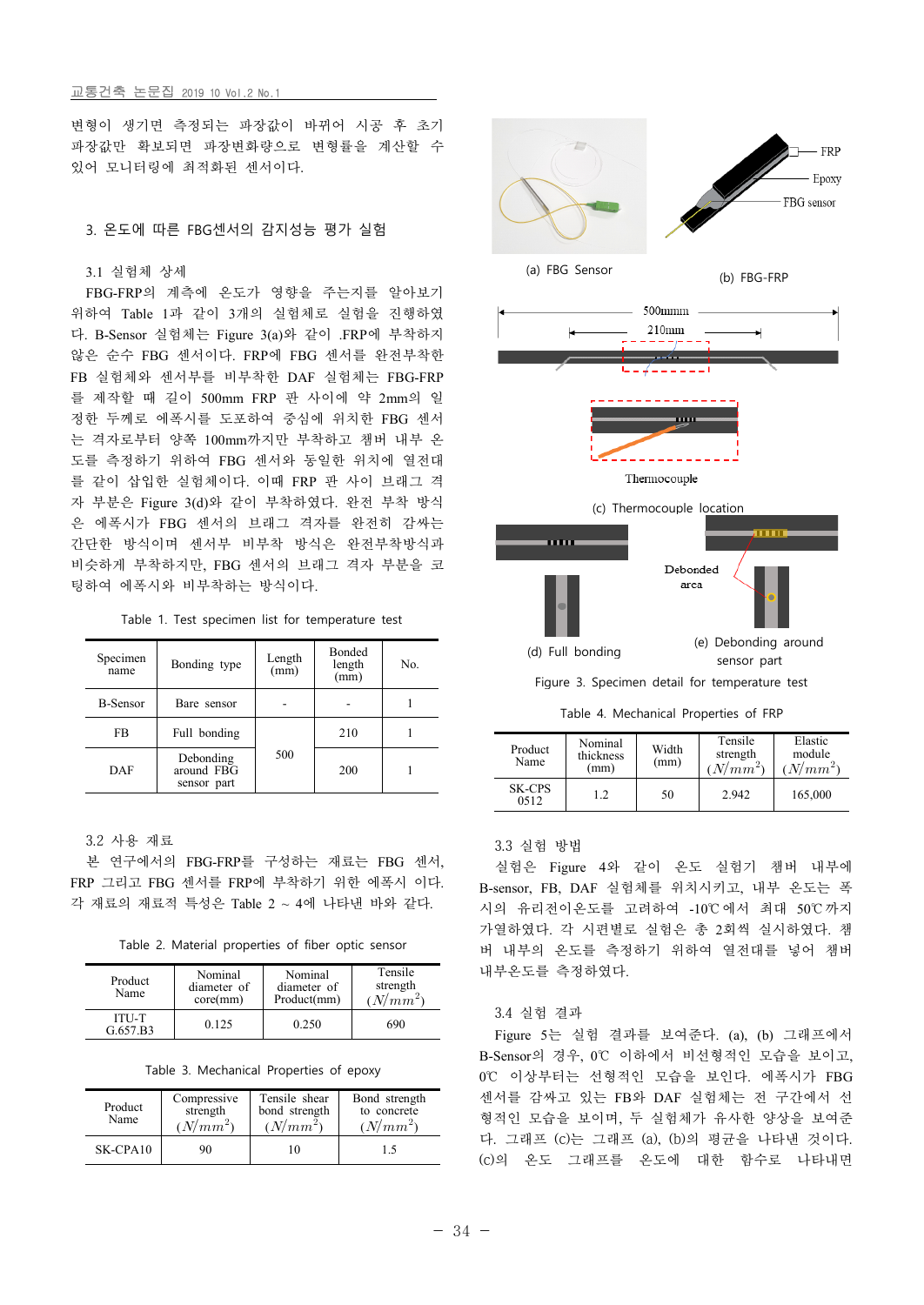변형이 생기면 측정되는 파장값이 바뀌어 시공 후 초기 파장값만 확보되면 파장변화량으로 변형률을 계산할 수 있어 모니터링에 최적화된 센서이다.

## 3. 온도에 따른 FBG센서의 감지성능 평가 실험

### 3.1 실험체 상세

FBG-FRP의 계측에 온도가 영향을 주는지를 알아보기 위하여 Table 1과 같이 3개의 실험체로 실험을 진행하였다. B-Sensor 실험체는 Figure 3(a)와 같이 .FRP에 부착하지 않은 순수 FBG 센서이다. FRP에 FBG 센서를 완전부착한 FB 실험체와 센서부를 비부착한 DAF 실험체는 FBG-FRP를 제작할 때 길이 500mm FRP 판 사이에 약 2mm의 일정한 두께로 에폭시를 도포하여 중심에 위치한 FBG 센서는 격자로부터 양쪽 100mm까지만 부착하고 챔버 내부 온도를 측정하기 위하여 FBG 센서와 동일한 위치에 열전대를 같이 삽입한 실험체이다. 이때 FRP 판 사이 브래그 격자 부분은 Figure 3(d)와 같이 부착하였다. 완전 부착 방식은 에폭시가 FBG 센서의 브래그 격자를 완전히 감싸는 간단한 방식이며 센서부 비부착 방식은 완전부착방식과 비슷하게 부착하지만, FBG 센서의 브래그 격자 부분을 코팅하여 에폭시와 비부착하는 방식이다.

Table 1. Test specimen list for temperature test

| Specimen name | Bonding type | Length (mm) | Bonded length (mm) | No. |
|---|---|---|---|---|
| B-Sensor | Bare sensor | - | - | 1 |
| FB | Full bonding | 500 | 210 | 1 |
| DAF | Debonding around FBG sensor part | | 200 | 1 |

### 3.2 사용 재료

본 연구에서의 FBG-FRP를 구성하는 재료는 FBG 센서, FRP 그리고 FBG 센서를 FRP에 부착하기 위한 에폭시 이다. 각 재료의 재료적 특성은 Table 2 ~ 4에 나타낸 바와 같다.

Table 2. Material properties of fiber optic sensor

| Product Name | Nominal diameter of core(mm) | Nominal diameter of Product(mm) | Tensile strength $(N/mm^2)$ |
|---|---|---|---|
| ITU-T G.657.B3 | 0.125 | 0.250 | 690 |

Table 3. Mechanical Properties of epoxy

| Product Name | Compressive strength $(N/mm^2)$ | Tensile shear bond strength $(N/mm^2)$ | Bond strength to concrete $(N/mm^2)$ |
|---|---|---|---|
| SK-CPA10 | 90 | 10 | 1.5 |

(a) FBG Sensor

(b) FBG-FRP

(c) Thermocouple location

(d) Full bonding

(e) Debonding around sensor part

Figure 3. Specimen detail for temperature test

Table 4. Mechanical Properties of FRP

| Product Name | Nominal thickness (mm) | Width (mm) | Tensile strength $(N/mm^2)$ | Elastic module $(N/mm^2)$ |
|---|---|---|---|---|
| SK-CPS 0512 | 1.2 | 50 | 2.942 | 165,000 |

### 3.3 실험 방법

실험은 Figure 4와 같이 온도 실험기 챔버 내부에 B-sensor, FB, DAF 실험체를 위치시키고, 내부 온도는 폭 시의 유리전이온도를 고려하여 -10℃에서 최대 50℃까지 가열하였다. 각 시편별로 실험은 총 2회씩 실시하였다. 챔버 내부의 온도를 측정하기 위하여 열전대를 넣어 챔버 내부온도를 측정하였다.

### 3.4 실험 결과

Figure 5는 실험 결과를 보여준다. (a), (b) 그래프에서 B-Sensor의 경우, 0℃ 이하에서 비선형적인 모습을 보이고, 0℃ 이상부터는 선형적인 모습을 보인다. 에폭시가 FBG 센서를 감싸고 있는 FB와 DAF 실험체는 전 구간에서 선형적인 모습을 보이며, 두 실험체가 유사한 양상을 보여준다. 그래프 (c)는 그래프 (a), (b)의 평균을 나타낸 것이다. (c)의 온도 그래프를 온도에 대한 함수로 나타내면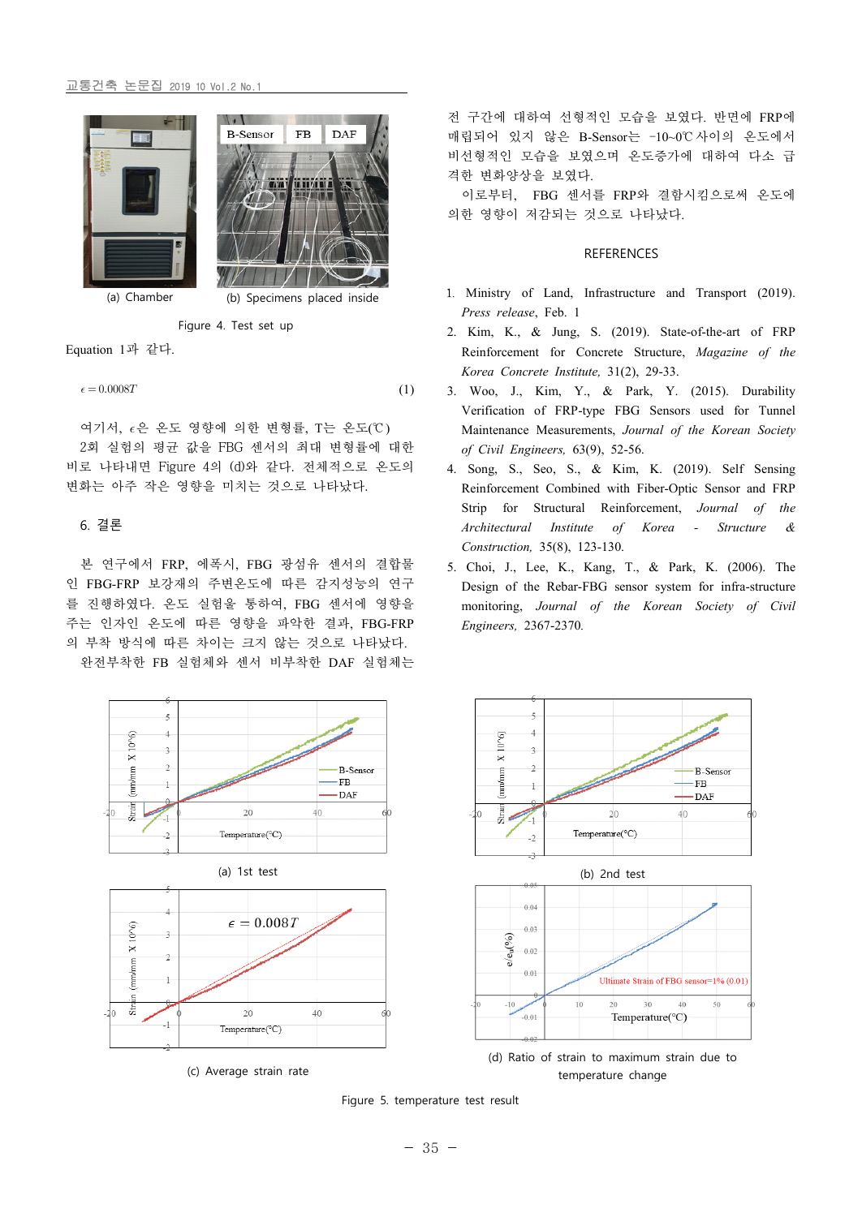(a) Chamber

B-Sensor FB DAF

(b) Specimens placed inside

Figure 4. Test set up

Equation 1과 같다.

$$\epsilon = 0.0008T \tag{1}$$

여기서, $\epsilon$은 온도 영향에 의한 변형률, T는 온도(℃)

2회 실험의 평균 값을 FBG 센서의 최대 변형률에 대한 비로 나타내면 Figure 4의 (d)와 같다. 전체적으로 온도의 변화는 아주 작은 영향을 미치는 것으로 나타났다.

## 6. 결론

본 연구에서 FRP, 에폭시, FBG 광섬유 센서의 결합물인 FBG-FRP 보강재의 주변온도에 따른 감지성능의 연구를 진행하였다. 온도 실험을 통하여, FBG 센서에 영향을 주는 인자인 온도에 따른 영향을 파악한 결과, FBG-FRP의 부착 방식에 따른 차이는 크지 않는 것으로 나타났다. 완전부착한 FB 실험체와 센서 비부착한 DAF 실험체는 전 구간에 대하여 선형적인 모습을 보였다. 반면에 FRP에 매립되어 있지 않은 B-Sensor는 -10~0℃ 사이의 온도에서 비선형적인 모습을 보였으며 온도증가에 대하여 다소 급격한 변화양상을 보였다.

이로부터, FBG 센서를 FRP와 결합시킴으로써 온도에 의한 영향이 저감되는 것으로 나타났다.

## REFERENCES

1. Ministry of Land, Infrastructure and Transport (2019). *Press release*, Feb. 1
2. Kim, K., & Jung, S. (2019). State-of-the-art of FRP Reinforcement for Concrete Structure, *Magazine of the Korea Concrete Institute,* 31(2), 29-33.
3. Woo, J., Kim, Y., & Park, Y. (2015). Durability Verification of FRP-type FBG Sensors used for Tunnel Maintenance Measurements, *Journal of the Korean Society of Civil Engineers,* 63(9), 52-56.
4. Song, S., Seo, S., & Kim, K. (2019). Self Sensing Reinforcement Combined with Fiber-Optic Sensor and FRP Strip for Structural Reinforcement, *Journal of the Architectural Institute of Korea - Structure & Construction,* 35(8), 123-130.
5. Choi, J., Lee, K., Kang, T., & Park, K. (2006). The Design of the Rebar-FBG sensor system for infra-structure monitoring, *Journal of the Korean Society of Civil Engineers,* 2367-2370.

Strain (mm/mm X 10^6)
Temperature(℃)
B-Sensor
FB
DAF
-20 20 40 60
6 5 4 3 2 1 -1 -2 -3

(a) 1st test

Strain (mm/mm X 10^6)
Temperature(℃)
B-Sensor
FB
DAF
-20 20 40 60
6 5 4 3 2 1 -1 -2 -3

(b) 2nd test

$\epsilon = 0.008T$
Strain (mm/mm X 10^6)
Temperature(℃)
-20 0 20 40 60
5 4 3 2 1 -1 -2

(c) Average strain rate

$\epsilon/\epsilon_u$(%)
Temperature(℃)
Ultimate Strain of FBG sensor=1% (0.01)
-20 -10 0 10 20 30 40 50 60
0.05 0.04 0.03 0.02 0.01 0 -0.01 -0.02

(d) Ratio of strain to maximum strain due to temperature change

Figure 5. temperature test result